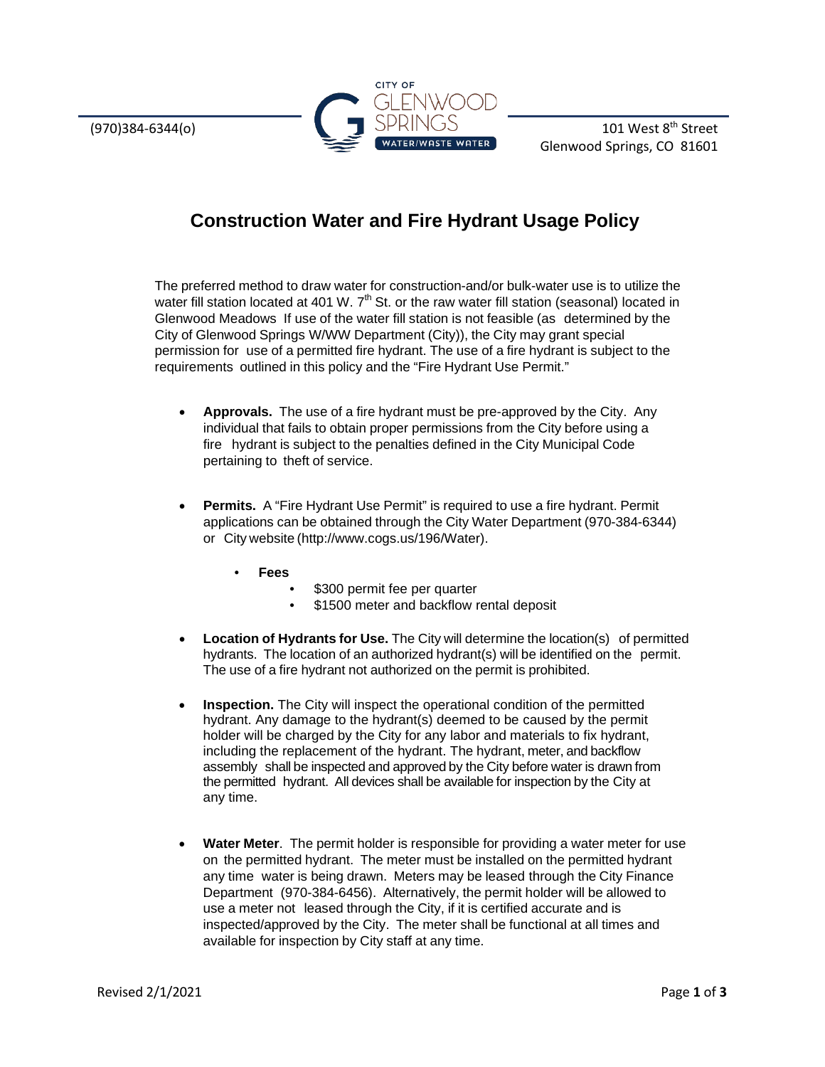(970)384-6344(o)

101 West 8th Street
Glenwood Springs, CO 81601

# Construction Water and Fire Hydrant Usage Policy

The preferred method to draw water for construction-and/or bulk-water use is to utilize the water fill station located at 401 W. 7th St. or the raw water fill station (seasonal) located in Glenwood Meadows If use of the water fill station is not feasible (as determined by the City of Glenwood Springs W/WW Department (City)), the City may grant special permission for use of a permitted fire hydrant. The use of a fire hydrant is subject to the requirements outlined in this policy and the "Fire Hydrant Use Permit."

- **Approvals.** The use of a fire hydrant must be pre-approved by the City. Any individual that fails to obtain proper permissions from the City before using a fire hydrant is subject to the penalties defined in the City Municipal Code pertaining to theft of service.

- **Permits.** A "Fire Hydrant Use Permit" is required to use a fire hydrant. Permit applications can be obtained through the City Water Department (970-384-6344) or City website (http://www.cogs.us/196/Water).
  - **Fees**
    - $300 permit fee per quarter
    - $1500 meter and backflow rental deposit

- **Location of Hydrants for Use.** The City will determine the location(s) of permitted hydrants. The location of an authorized hydrant(s) will be identified on the permit. The use of a fire hydrant not authorized on the permit is prohibited.

- **Inspection.** The City will inspect the operational condition of the permitted hydrant. Any damage to the hydrant(s) deemed to be caused by the permit holder will be charged by the City for any labor and materials to fix hydrant, including the replacement of the hydrant. The hydrant, meter, and backflow assembly shall be inspected and approved by the City before water is drawn from the permitted hydrant. All devices shall be available for inspection by the City at any time.

- **Water Meter**. The permit holder is responsible for providing a water meter for use on the permitted hydrant. The meter must be installed on the permitted hydrant any time water is being drawn. Meters may be leased through the City Finance Department (970-384-6456). Alternatively, the permit holder will be allowed to use a meter not leased through the City, if it is certified accurate and is inspected/approved by the City. The meter shall be functional at all times and available for inspection by City staff at any time.

Revised 2/1/2021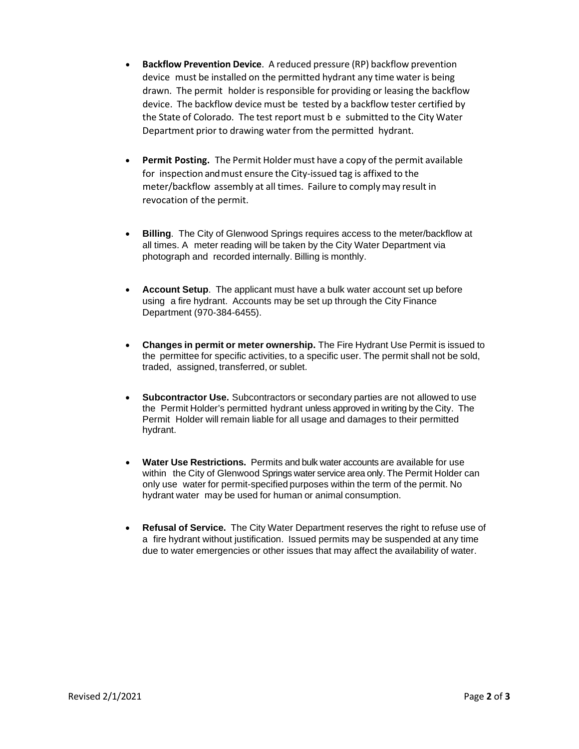- **Backflow Prevention Device**. A reduced pressure (RP) backflow prevention device must be installed on the permitted hydrant any time water is being drawn. The permit holder is responsible for providing or leasing the backflow device. The backflow device must be tested by a backflow tester certified by the State of Colorado. The test report must b e submitted to the City Water Department prior to drawing water from the permitted hydrant.

- **Permit Posting.** The Permit Holder must have a copy of the permit available for inspection and must ensure the City-issued tag is affixed to the meter/backflow assembly at all times. Failure to comply may result in revocation of the permit.

- **Billing**. The City of Glenwood Springs requires access to the meter/backflow at all times. A meter reading will be taken by the City Water Department via photograph and recorded internally. Billing is monthly.

- **Account Setup**. The applicant must have a bulk water account set up before using a fire hydrant. Accounts may be set up through the City Finance Department (970-384-6455).

- **Changes in permit or meter ownership.** The Fire Hydrant Use Permit is issued to the permittee for specific activities, to a specific user. The permit shall not be sold, traded, assigned, transferred, or sublet.

- **Subcontractor Use.** Subcontractors or secondary parties are not allowed to use the Permit Holder's permitted hydrant unless approved in writing by the City. The Permit Holder will remain liable for all usage and damages to their permitted hydrant.

- **Water Use Restrictions.** Permits and bulk water accounts are available for use within the City of Glenwood Springs water service area only. The Permit Holder can only use water for permit-specified purposes within the term of the permit. No hydrant water may be used for human or animal consumption.

- **Refusal of Service.** The City Water Department reserves the right to refuse use of a fire hydrant without justification. Issued permits may be suspended at any time due to water emergencies or other issues that may affect the availability of water.

Revised 2/1/2021